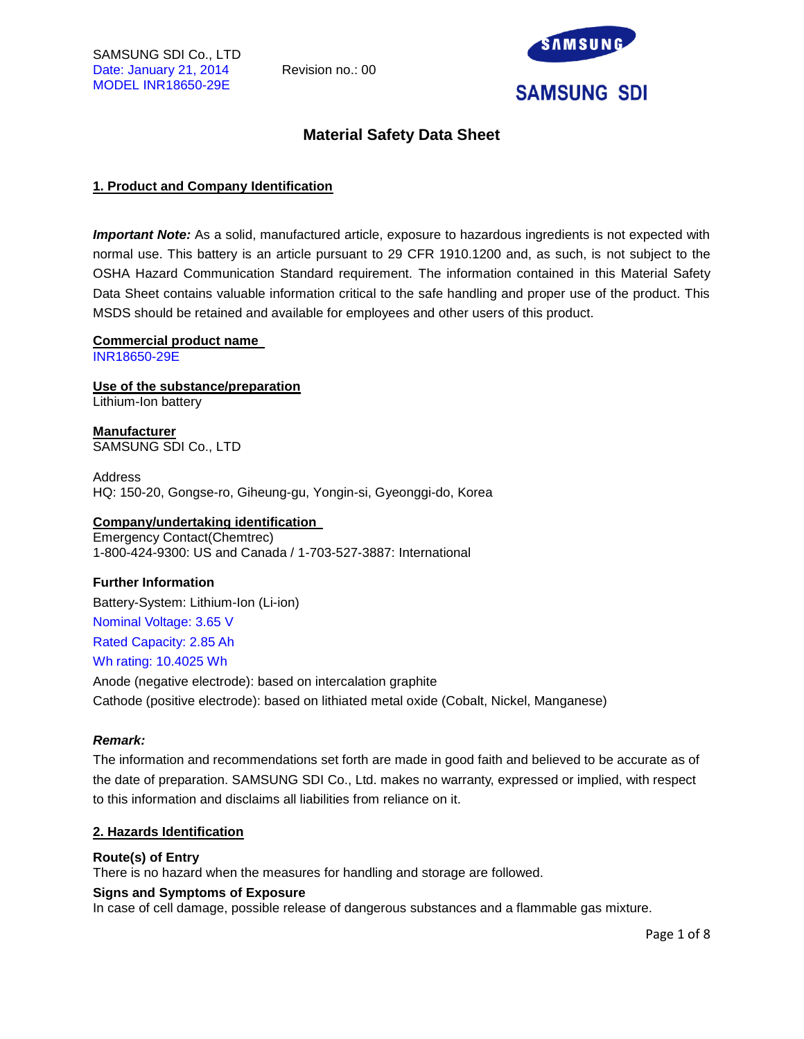SAMSUNG SDI Co., LTD
Date: January 21, 2014
MODEL INR18650-29E

Revision no.: 00

SAMSUNG SDI

# Material Safety Data Sheet

## 1. Product and Company Identification

***Important Note:*** As a solid, manufactured article, exposure to hazardous ingredients is not expected with normal use. This battery is an article pursuant to 29 CFR 1910.1200 and, as such, is not subject to the OSHA Hazard Communication Standard requirement. The information contained in this Material Safety Data Sheet contains valuable information critical to the safe handling and proper use of the product. This MSDS should be retained and available for employees and other users of this product.

**Commercial product name**
INR18650-29E

**Use of the substance/preparation**
Lithium-Ion battery

**Manufacturer**
SAMSUNG SDI Co., LTD

Address
HQ: 150-20, Gongse-ro, Giheung-gu, Yongin-si, Gyeonggi-do, Korea

**Company/undertaking identification**
Emergency Contact(Chemtrec)
1-800-424-9300: US and Canada / 1-703-527-3887: International

**Further Information**

Battery-System: Lithium-Ion (Li-ion)

Nominal Voltage: 3.65 V

Rated Capacity: 2.85 Ah

Wh rating: 10.4025 Wh

Anode (negative electrode): based on intercalation graphite

Cathode (positive electrode): based on lithiated metal oxide (Cobalt, Nickel, Manganese)

***Remark:***

The information and recommendations set forth are made in good faith and believed to be accurate as of the date of preparation. SAMSUNG SDI Co., Ltd. makes no warranty, expressed or implied, with respect to this information and disclaims all liabilities from reliance on it.

## 2. Hazards Identification

**Route(s) of Entry**
There is no hazard when the measures for handling and storage are followed.

**Signs and Symptoms of Exposure**
In case of cell damage, possible release of dangerous substances and a flammable gas mixture.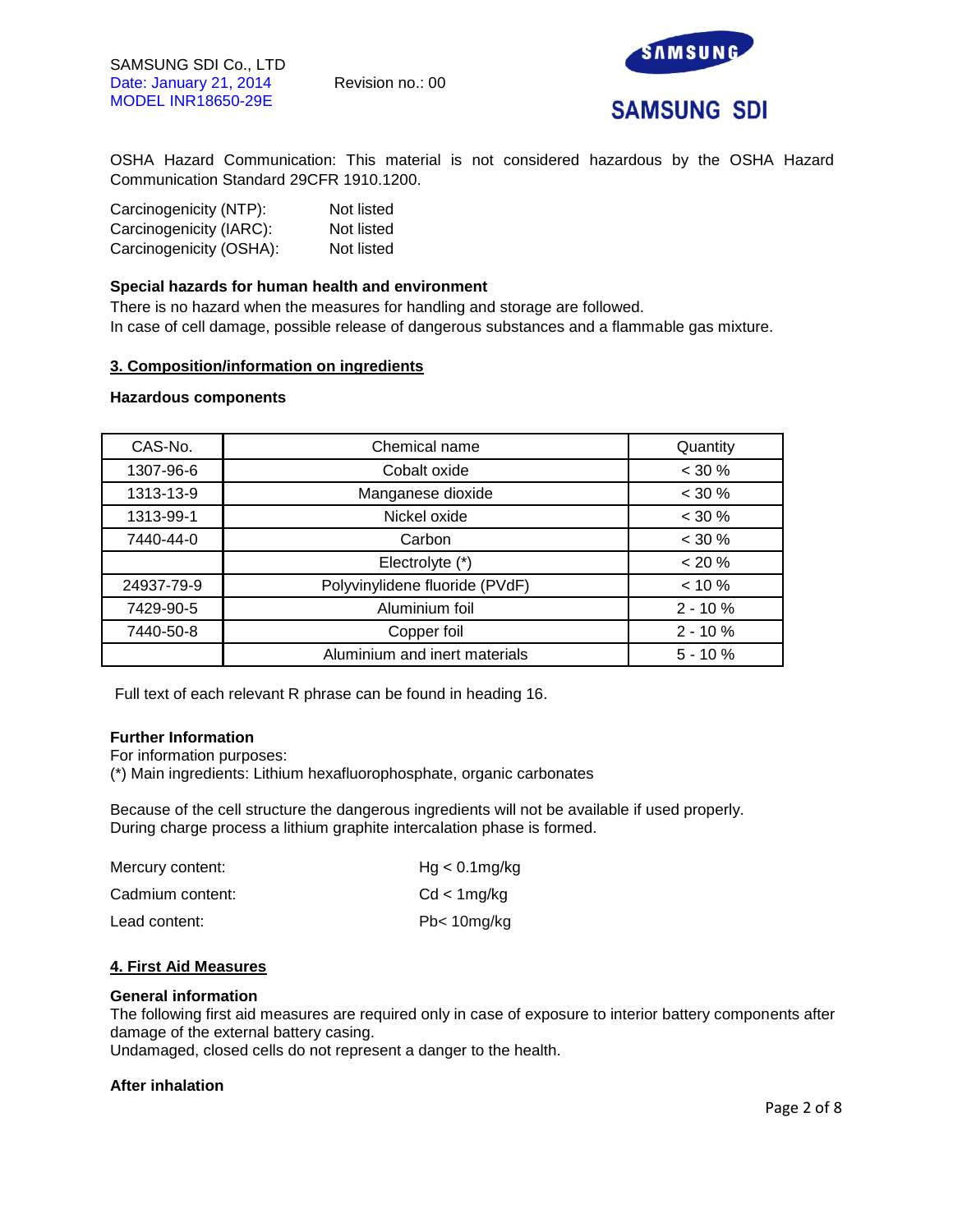OSHA Hazard Communication: This material is not considered hazardous by the OSHA Hazard Communication Standard 29CFR 1910.1200.

Carcinogenicity (NTP): Not listed
Carcinogenicity (IARC): Not listed
Carcinogenicity (OSHA): Not listed

**Special hazards for human health and environment**
There is no hazard when the measures for handling and storage are followed.
In case of cell damage, possible release of dangerous substances and a flammable gas mixture.

## 3. Composition/information on ingredients

**Hazardous components**

| CAS-No. | Chemical name | Quantity |
|---|---|---|
| 1307-96-6 | Cobalt oxide | < 30 % |
| 1313-13-9 | Manganese dioxide | < 30 % |
| 1313-99-1 | Nickel oxide | < 30 % |
| 7440-44-0 | Carbon | < 30 % |
| | Electrolyte (*) | < 20 % |
| 24937-79-9 | Polyvinylidene fluoride (PVdF) | < 10 % |
| 7429-90-5 | Aluminium foil | 2 - 10 % |
| 7440-50-8 | Copper foil | 2 - 10 % |
| | Aluminium and inert materials | 5 - 10 % |

Full text of each relevant R phrase can be found in heading 16.

**Further Information**
For information purposes:
(*) Main ingredients: Lithium hexafluorophosphate, organic carbonates

Because of the cell structure the dangerous ingredients will not be available if used properly.
During charge process a lithium graphite intercalation phase is formed.

Mercury content: Hg < 0.1mg/kg

Cadmium content: Cd < 1mg/kg

Lead content: Pb< 10mg/kg

## 4. First Aid Measures

**General information**
The following first aid measures are required only in case of exposure to interior battery components after damage of the external battery casing.
Undamaged, closed cells do not represent a danger to the health.

**After inhalation**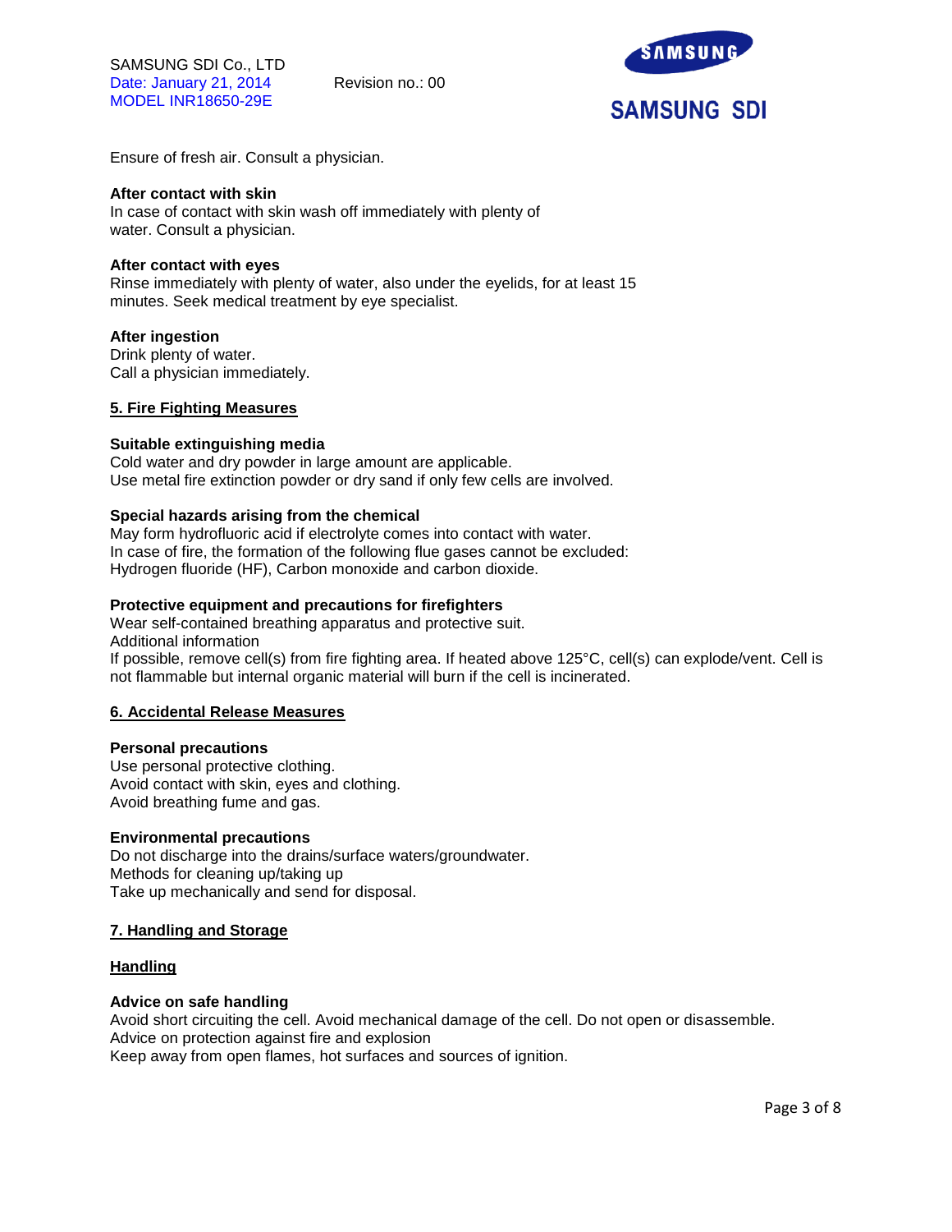Ensure of fresh air. Consult a physician.

**After contact with skin**
In case of contact with skin wash off immediately with plenty of water. Consult a physician.

**After contact with eyes**
Rinse immediately with plenty of water, also under the eyelids, for at least 15 minutes. Seek medical treatment by eye specialist.

**After ingestion**
Drink plenty of water.
Call a physician immediately.

## 5. Fire Fighting Measures

**Suitable extinguishing media**
Cold water and dry powder in large amount are applicable.
Use metal fire extinction powder or dry sand if only few cells are involved.

**Special hazards arising from the chemical**
May form hydrofluoric acid if electrolyte comes into contact with water.
In case of fire, the formation of the following flue gases cannot be excluded:
Hydrogen fluoride (HF), Carbon monoxide and carbon dioxide.

**Protective equipment and precautions for firefighters**
Wear self-contained breathing apparatus and protective suit.
Additional information
If possible, remove cell(s) from fire fighting area. If heated above 125°C, cell(s) can explode/vent. Cell is not flammable but internal organic material will burn if the cell is incinerated.

## 6. Accidental Release Measures

**Personal precautions**
Use personal protective clothing.
Avoid contact with skin, eyes and clothing.
Avoid breathing fume and gas.

**Environmental precautions**
Do not discharge into the drains/surface waters/groundwater.
Methods for cleaning up/taking up
Take up mechanically and send for disposal.

## 7. Handling and Storage

### Handling

**Advice on safe handling**
Avoid short circuiting the cell. Avoid mechanical damage of the cell. Do not open or disassemble.
Advice on protection against fire and explosion
Keep away from open flames, hot surfaces and sources of ignition.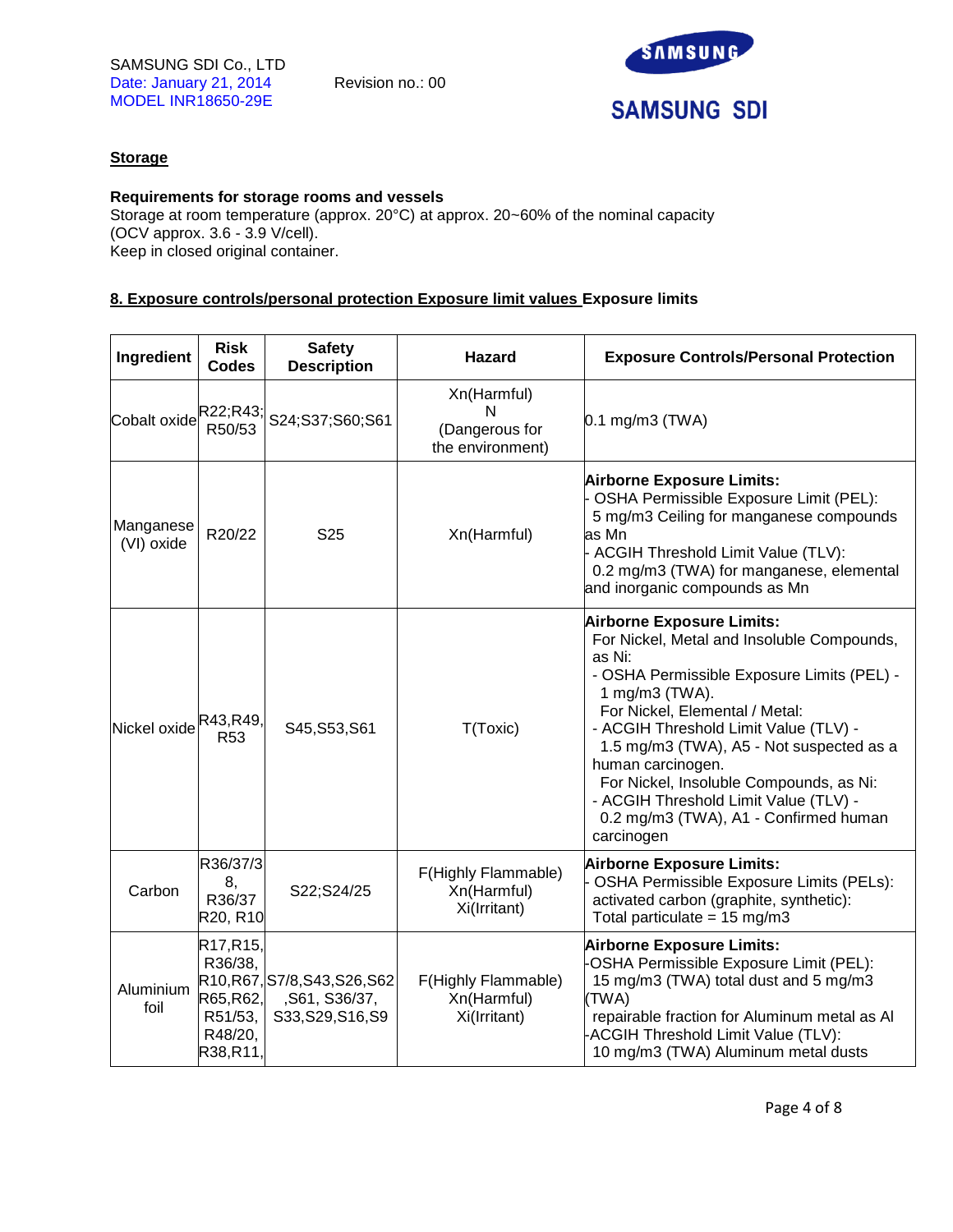SAMSUNG SDI Co., LTD
Date: January 21, 2014 Revision no.: 00
MODEL INR18650-29E

**Storage**

**Requirements for storage rooms and vessels**
Storage at room temperature (approx. 20°C) at approx. 20~60% of the nominal capacity (OCV approx. 3.6 - 3.9 V/cell).
Keep in closed original container.

## 8. Exposure controls/personal protection Exposure limit values Exposure limits

| Ingredient | Risk Codes | Safety Description | Hazard | Exposure Controls/Personal Protection |
|---|---|---|---|---|
| Cobalt oxide | R22;R43; R50/53 | S24;S37;S60;S61 | Xn(Harmful) N (Dangerous for the environment) | 0.1 mg/m3 (TWA) |
| Manganese (VI) oxide | R20/22 | S25 | Xn(Harmful) | **Airborne Exposure Limits:** - OSHA Permissible Exposure Limit (PEL): 5 mg/m3 Ceiling for manganese compounds as Mn - ACGIH Threshold Limit Value (TLV): 0.2 mg/m3 (TWA) for manganese, elemental and inorganic compounds as Mn |
| Nickel oxide | R43,R49, R53 | S45,S53,S61 | T(Toxic) | **Airborne Exposure Limits:** For Nickel, Metal and Insoluble Compounds, as Ni: - OSHA Permissible Exposure Limits (PEL) - 1 mg/m3 (TWA). For Nickel, Elemental / Metal: - ACGIH Threshold Limit Value (TLV) - 1.5 mg/m3 (TWA), A5 - Not suspected as a human carcinogen. For Nickel, Insoluble Compounds, as Ni: - ACGIH Threshold Limit Value (TLV) - 0.2 mg/m3 (TWA), A1 - Confirmed human carcinogen |
| Carbon | R36/37/38, R36/37 R20, R10 | S22;S24/25 | F(Highly Flammable) Xn(Harmful) Xi(Irritant) | **Airborne Exposure Limits:** - OSHA Permissible Exposure Limits (PELs): activated carbon (graphite, synthetic): Total particulate = 15 mg/m3 |
| Aluminium foil | R17,R15, R36/38, R10,R67, R65,R62, R51/53, R48/20, R38,R11, | S7/8,S43,S26,S62 ,S61, S36/37, S33,S29,S16,S9 | F(Highly Flammable) Xn(Harmful) Xi(Irritant) | **Airborne Exposure Limits:** -OSHA Permissible Exposure Limit (PEL): 15 mg/m3 (TWA) total dust and 5 mg/m3 (TWA) repairable fraction for Aluminum metal as Al -ACGIH Threshold Limit Value (TLV): 10 mg/m3 (TWA) Aluminum metal dusts |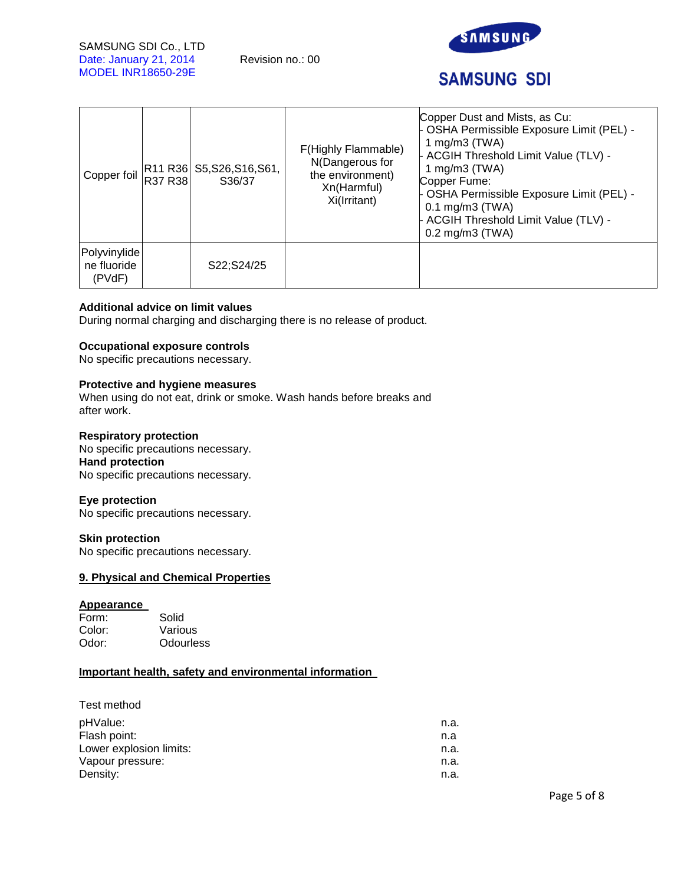| Copper foil | R11 R36 R37 R38 | S5,S26,S16,S61, S36/37 | F(Highly Flammable) N(Dangerous for the environment) Xn(Harmful) Xi(Irritant) | Copper Dust and Mists, as Cu: - OSHA Permissible Exposure Limit (PEL) - 1 mg/m3 (TWA) - ACGIH Threshold Limit Value (TLV) - 1 mg/m3 (TWA) Copper Fume: - OSHA Permissible Exposure Limit (PEL) - 0.1 mg/m3 (TWA) - ACGIH Threshold Limit Value (TLV) - 0.2 mg/m3 (TWA) |
|---|---|---|---|---|
| Polyvinylidene fluoride (PVdF) | | S22;S24/25 | | |

**Additional advice on limit values**
During normal charging and discharging there is no release of product.

**Occupational exposure controls**
No specific precautions necessary.

**Protective and hygiene measures**
When using do not eat, drink or smoke. Wash hands before breaks and after work.

**Respiratory protection**
No specific precautions necessary.
**Hand protection**
No specific precautions necessary.

**Eye protection**
No specific precautions necessary.

**Skin protection**
No specific precautions necessary.

## 9. Physical and Chemical Properties

**Appearance**

Form: Solid
Color: Various
Odor: Odourless

**Important health, safety and environmental information**

Test method

| | |
|---|---|
| pHValue: | n.a. |
| Flash point: | n.a |
| Lower explosion limits: | n.a. |
| Vapour pressure: | n.a. |
| Density: | n.a. |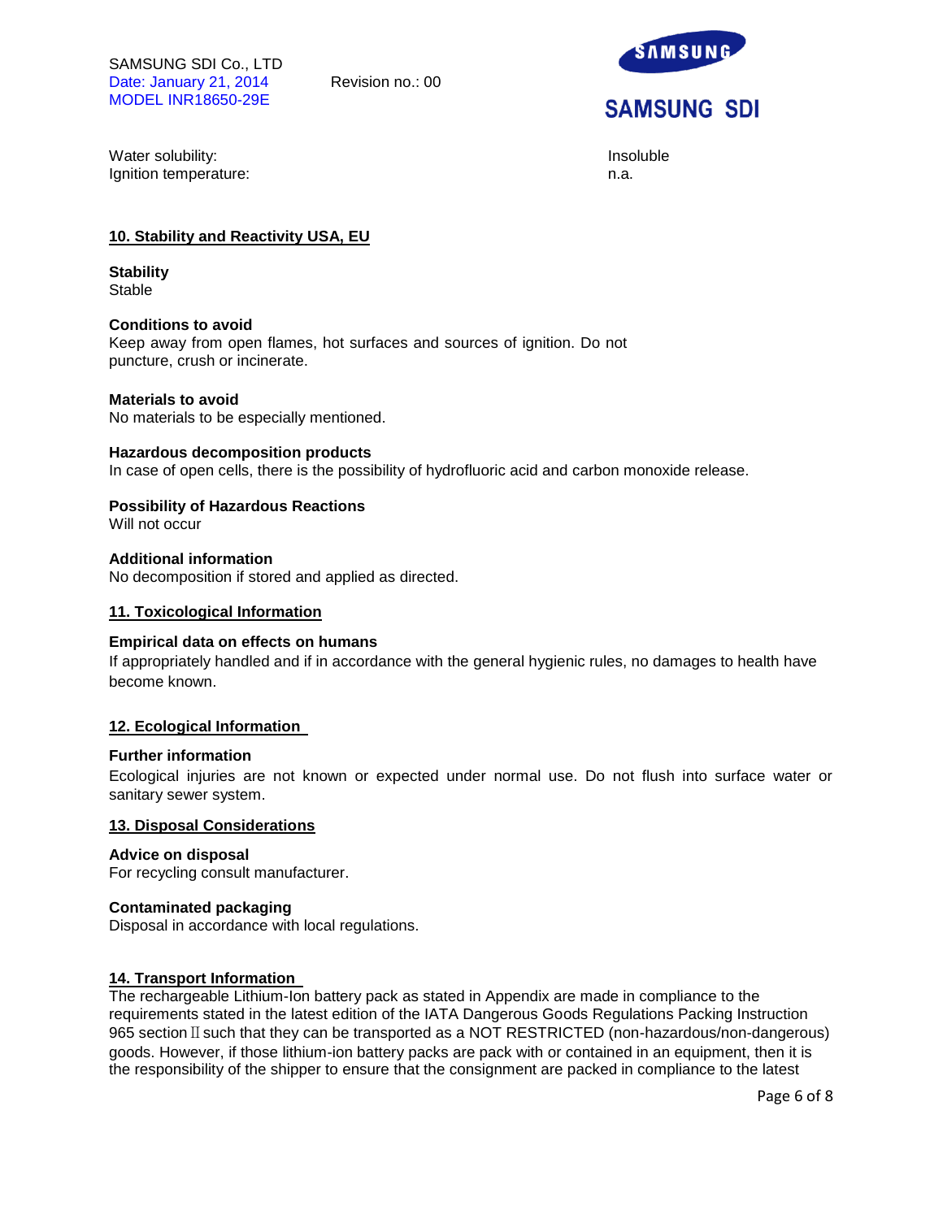| | |
|---|---|
| Water solubility: | Insoluble |
| Ignition temperature: | n.a. |

## 10. Stability and Reactivity USA, EU

**Stability**
Stable

**Conditions to avoid**
Keep away from open flames, hot surfaces and sources of ignition. Do not puncture, crush or incinerate.

**Materials to avoid**
No materials to be especially mentioned.

**Hazardous decomposition products**
In case of open cells, there is the possibility of hydrofluoric acid and carbon monoxide release.

**Possibility of Hazardous Reactions**
Will not occur

**Additional information**
No decomposition if stored and applied as directed.

## 11. Toxicological Information

**Empirical data on effects on humans**
If appropriately handled and if in accordance with the general hygienic rules, no damages to health have become known.

## 12. Ecological Information

**Further information**
Ecological injuries are not known or expected under normal use. Do not flush into surface water or sanitary sewer system.

## 13. Disposal Considerations

**Advice on disposal**
For recycling consult manufacturer.

**Contaminated packaging**
Disposal in accordance with local regulations.

## 14. Transport Information

The rechargeable Lithium-Ion battery pack as stated in Appendix are made in compliance to the requirements stated in the latest edition of the IATA Dangerous Goods Regulations Packing Instruction 965 section Ⅱ such that they can be transported as a NOT RESTRICTED (non-hazardous/non-dangerous) goods. However, if those lithium-ion battery packs are pack with or contained in an equipment, then it is the responsibility of the shipper to ensure that the consignment are packed in compliance to the latest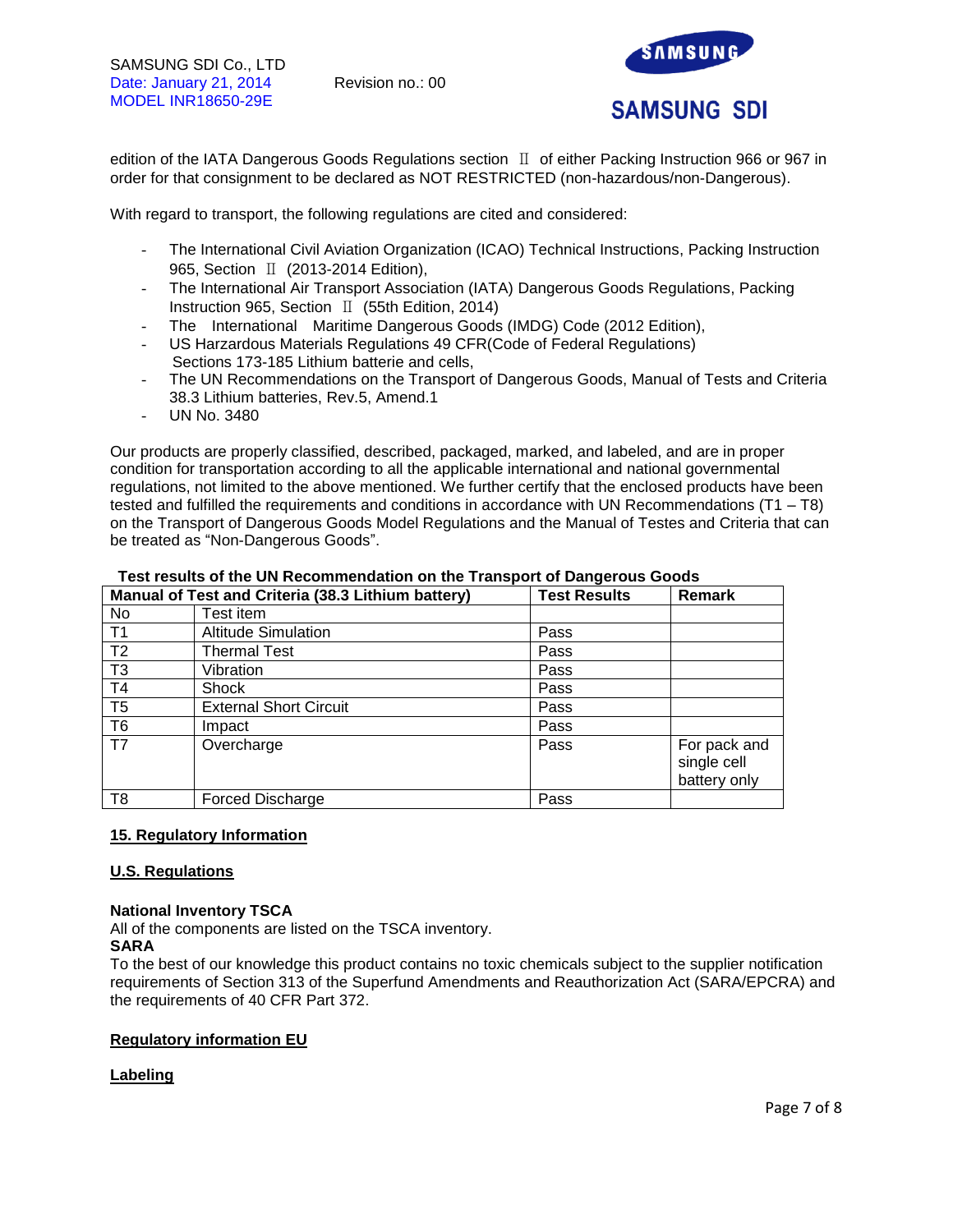edition of the IATA Dangerous Goods Regulations section Ⅱ of either Packing Instruction 966 or 967 in order for that consignment to be declared as NOT RESTRICTED (non-hazardous/non-Dangerous).

With regard to transport, the following regulations are cited and considered:

- The International Civil Aviation Organization (ICAO) Technical Instructions, Packing Instruction 965, Section Ⅱ (2013-2014 Edition),
- The International Air Transport Association (IATA) Dangerous Goods Regulations, Packing Instruction 965, Section Ⅱ (55th Edition, 2014)
- The International Maritime Dangerous Goods (IMDG) Code (2012 Edition),
- US Harzardous Materials Regulations 49 CFR(Code of Federal Regulations) Sections 173-185 Lithium batterie and cells,
- The UN Recommendations on the Transport of Dangerous Goods, Manual of Tests and Criteria 38.3 Lithium batteries, Rev.5, Amend.1
- UN No. 3480

Our products are properly classified, described, packaged, marked, and labeled, and are in proper condition for transportation according to all the applicable international and national governmental regulations, not limited to the above mentioned. We further certify that the enclosed products have been tested and fulfilled the requirements and conditions in accordance with UN Recommendations (T1 – T8) on the Transport of Dangerous Goods Model Regulations and the Manual of Testes and Criteria that can be treated as "Non-Dangerous Goods".

**Test results of the UN Recommendation on the Transport of Dangerous Goods**

| Manual of Test and Criteria (38.3 Lithium battery) | | Test Results | Remark |
|---|---|---|---|
| No | Test item | | |
| T1 | Altitude Simulation | Pass | |
| T2 | Thermal Test | Pass | |
| T3 | Vibration | Pass | |
| T4 | Shock | Pass | |
| T5 | External Short Circuit | Pass | |
| T6 | Impact | Pass | |
| T7 | Overcharge | Pass | For pack and single cell battery only |
| T8 | Forced Discharge | Pass | |

## 15. Regulatory Information

### U.S. Regulations

**National Inventory TSCA**
All of the components are listed on the TSCA inventory.

**SARA**
To the best of our knowledge this product contains no toxic chemicals subject to the supplier notification requirements of Section 313 of the Superfund Amendments and Reauthorization Act (SARA/EPCRA) and the requirements of 40 CFR Part 372.

### Regulatory information EU

### Labeling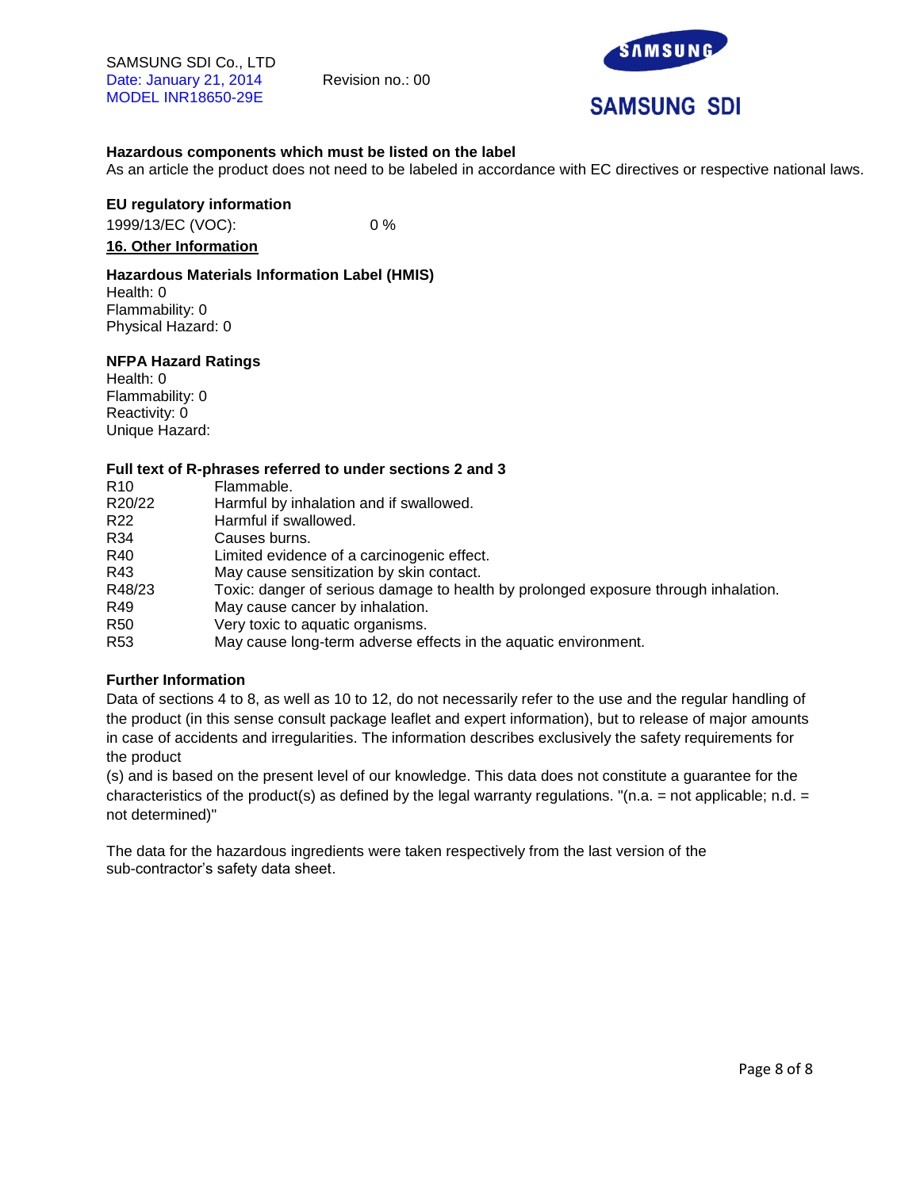**Hazardous components which must be listed on the label**

As an article the product does not need to be labeled in accordance with EC directives or respective national laws.

**EU regulatory information**

1999/13/EC (VOC): 0 %

## 16. Other Information

**Hazardous Materials Information Label (HMIS)**

Health: 0
Flammability: 0
Physical Hazard: 0

**NFPA Hazard Ratings**

Health: 0
Flammability: 0
Reactivity: 0
Unique Hazard:

**Full text of R-phrases referred to under sections 2 and 3**

| | |
|---|---|
| R10 | Flammable. |
| R20/22 | Harmful by inhalation and if swallowed. |
| R22 | Harmful if swallowed. |
| R34 | Causes burns. |
| R40 | Limited evidence of a carcinogenic effect. |
| R43 | May cause sensitization by skin contact. |
| R48/23 | Toxic: danger of serious damage to health by prolonged exposure through inhalation. |
| R49 | May cause cancer by inhalation. |
| R50 | Very toxic to aquatic organisms. |
| R53 | May cause long-term adverse effects in the aquatic environment. |

**Further Information**

Data of sections 4 to 8, as well as 10 to 12, do not necessarily refer to the use and the regular handling of the product (in this sense consult package leaflet and expert information), but to release of major amounts in case of accidents and irregularities. The information describes exclusively the safety requirements for the product
(s) and is based on the present level of our knowledge. This data does not constitute a guarantee for the characteristics of the product(s) as defined by the legal warranty regulations. "(n.a. = not applicable; n.d. = not determined)"

The data for the hazardous ingredients were taken respectively from the last version of the sub-contractor's safety data sheet.